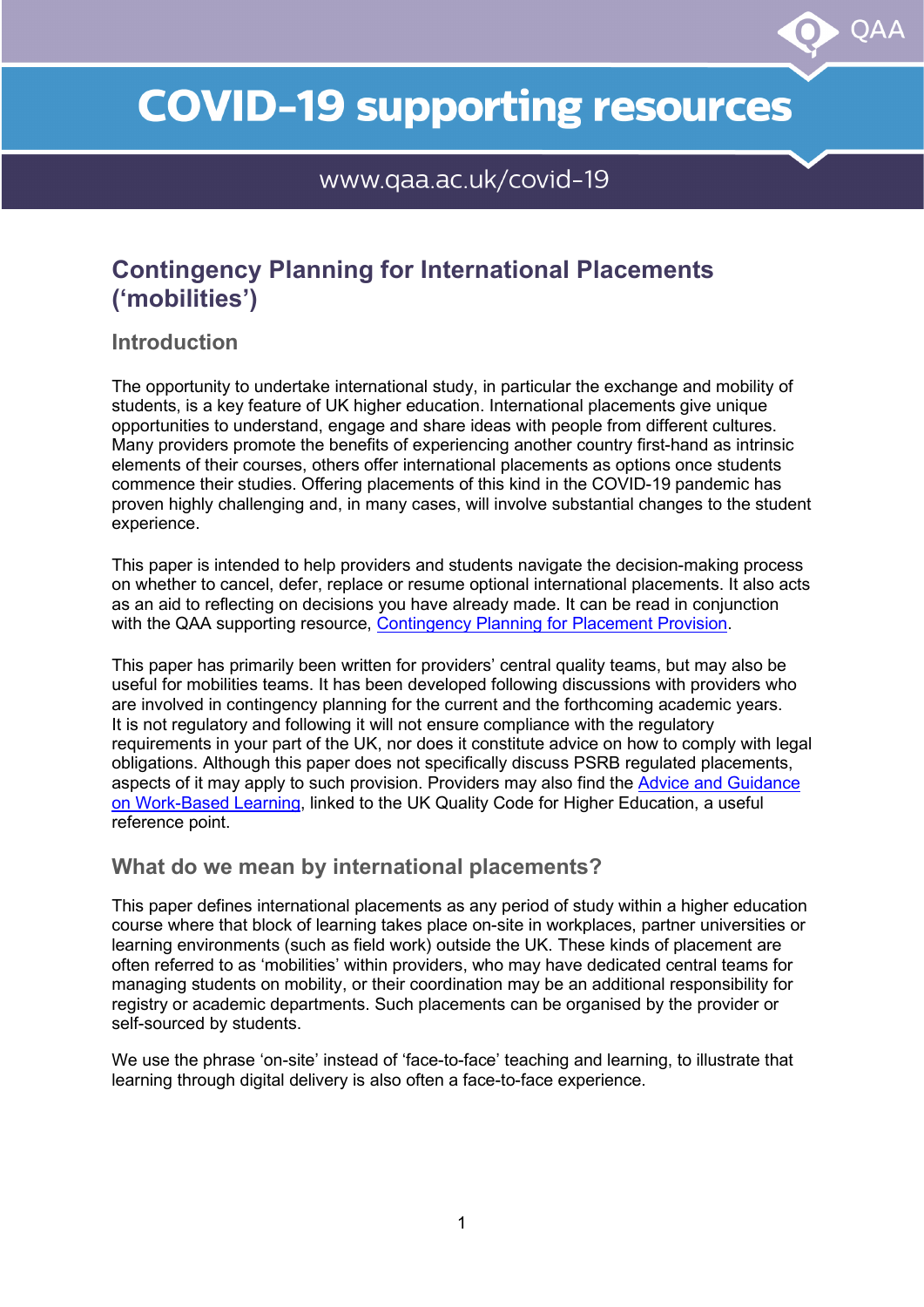# COVID-19 supporting resources

www.qaa.ac.uk/covid-19

## Contingency Planning for International Placements ('mobilities')

### Introduction

The opportunity to undertake international study, in particular the exchange and mobility of students, is a key feature of UK higher education. International placements give unique opportunities to understand, engage and share ideas with people from different cultures. Many providers promote the benefits of experiencing another country first-hand as intrinsic elements of their courses, others offer international placements as options once students commence their studies. Offering placements of this kind in the COVID-19 pandemic has proven highly challenging and, in many cases, will involve substantial changes to the student experience.

This paper is intended to help providers and students navigate the decision-making process on whether to cancel, defer, replace or resume optional international placements. It also acts as an aid to reflecting on decisions you have already made. It can be read in conjunction with the QAA supporting resource, Contingency Planning for Placement Provision.

This paper has primarily been written for providers' central quality teams, but may also be useful for mobilities teams. It has been developed following discussions with providers who are involved in contingency planning for the current and the forthcoming academic years. It is not regulatory and following it will not ensure compliance with the regulatory requirements in your part of the UK, nor does it constitute advice on how to comply with legal obligations. Although this paper does not specifically discuss PSRB regulated placements, aspects of it may apply to such provision. Providers may also find the Advice and Guidance on Work-Based Learning, linked to the UK Quality Code for Higher Education, a useful reference point.

### What do we mean by international placements?

This paper defines international placements as any period of study within a higher education course where that block of learning takes place on-site in workplaces, partner universities or learning environments (such as field work) outside the UK. These kinds of placement are often referred to as 'mobilities' within providers, who may have dedicated central teams for managing students on mobility, or their coordination may be an additional responsibility for registry or academic departments. Such placements can be organised by the provider or self-sourced by students.

We use the phrase 'on-site' instead of 'face-to-face' teaching and learning, to illustrate that learning through digital delivery is also often a face-to-face experience.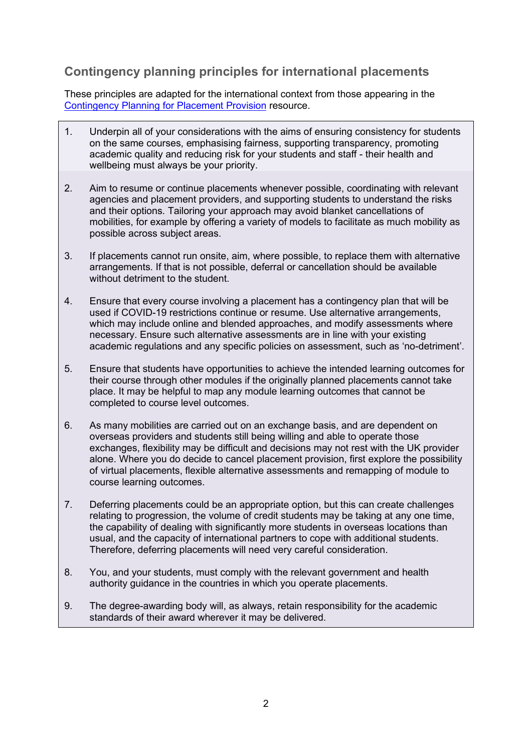## Contingency planning principles for international placements

These principles are adapted for the international context from those appearing in the [Contingency Planning for Placement Provision](#) resource.

1. Underpin all of your considerations with the aims of ensuring consistency for students on the same courses, emphasising fairness, supporting transparency, promoting academic quality and reducing risk for your students and staff - their health and wellbeing must always be your priority.

2. Aim to resume or continue placements whenever possible, coordinating with relevant agencies and placement providers, and supporting students to understand the risks and their options. Tailoring your approach may avoid blanket cancellations of mobilities, for example by offering a variety of models to facilitate as much mobility as possible across subject areas.

3. If placements cannot run onsite, aim, where possible, to replace them with alternative arrangements. If that is not possible, deferral or cancellation should be available without detriment to the student.

4. Ensure that every course involving a placement has a contingency plan that will be used if COVID-19 restrictions continue or resume. Use alternative arrangements, which may include online and blended approaches, and modify assessments where necessary. Ensure such alternative assessments are in line with your existing academic regulations and any specific policies on assessment, such as 'no-detriment'.

5. Ensure that students have opportunities to achieve the intended learning outcomes for their course through other modules if the originally planned placements cannot take place. It may be helpful to map any module learning outcomes that cannot be completed to course level outcomes.

6. As many mobilities are carried out on an exchange basis, and are dependent on overseas providers and students still being willing and able to operate those exchanges, flexibility may be difficult and decisions may not rest with the UK provider alone. Where you do decide to cancel placement provision, first explore the possibility of virtual placements, flexible alternative assessments and remapping of module to course learning outcomes.

7. Deferring placements could be an appropriate option, but this can create challenges relating to progression, the volume of credit students may be taking at any one time, the capability of dealing with significantly more students in overseas locations than usual, and the capacity of international partners to cope with additional students. Therefore, deferring placements will need very careful consideration.

8. You, and your students, must comply with the relevant government and health authority guidance in the countries in which you operate placements.

9. The degree-awarding body will, as always, retain responsibility for the academic standards of their award wherever it may be delivered.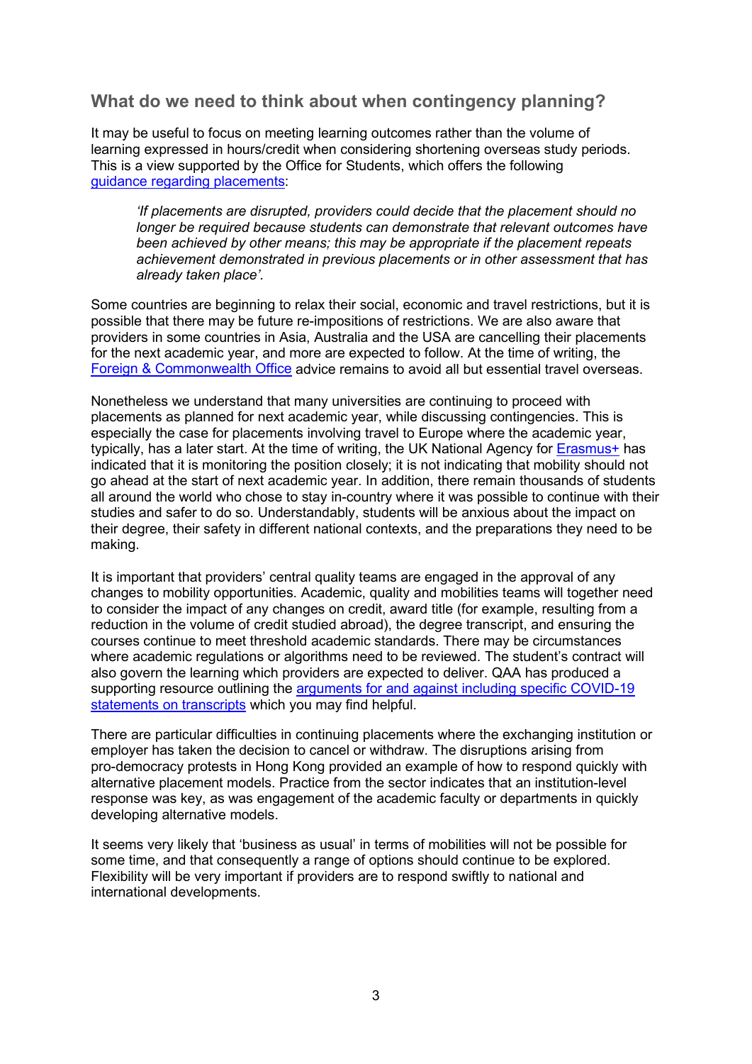## What do we need to think about when contingency planning?

It may be useful to focus on meeting learning outcomes rather than the volume of learning expressed in hours/credit when considering shortening overseas study periods. This is a view supported by the Office for Students, which offers the following [guidance regarding placements](guidance regarding placements):

> *'If placements are disrupted, providers could decide that the placement should no longer be required because students can demonstrate that relevant outcomes have been achieved by other means; this may be appropriate if the placement repeats achievement demonstrated in previous placements or in other assessment that has already taken place'.*

Some countries are beginning to relax their social, economic and travel restrictions, but it is possible that there may be future re-impositions of restrictions. We are also aware that providers in some countries in Asia, Australia and the USA are cancelling their placements for the next academic year, and more are expected to follow. At the time of writing, the [Foreign & Commonwealth Office](Foreign & Commonwealth Office) advice remains to avoid all but essential travel overseas.

Nonetheless we understand that many universities are continuing to proceed with placements as planned for next academic year, while discussing contingencies. This is especially the case for placements involving travel to Europe where the academic year, typically, has a later start. At the time of writing, the UK National Agency for [Erasmus+](Erasmus+) has indicated that it is monitoring the position closely; it is not indicating that mobility should not go ahead at the start of next academic year. In addition, there remain thousands of students all around the world who chose to stay in-country where it was possible to continue with their studies and safer to do so. Understandably, students will be anxious about the impact on their degree, their safety in different national contexts, and the preparations they need to be making.

It is important that providers' central quality teams are engaged in the approval of any changes to mobility opportunities. Academic, quality and mobilities teams will together need to consider the impact of any changes on credit, award title (for example, resulting from a reduction in the volume of credit studied abroad), the degree transcript, and ensuring the courses continue to meet threshold academic standards. There may be circumstances where academic regulations or algorithms need to be reviewed. The student's contract will also govern the learning which providers are expected to deliver. QAA has produced a supporting resource outlining the [arguments for and against including specific COVID-19 statements on transcripts](arguments for and against including specific COVID-19 statements on transcripts) which you may find helpful.

There are particular difficulties in continuing placements where the exchanging institution or employer has taken the decision to cancel or withdraw. The disruptions arising from pro-democracy protests in Hong Kong provided an example of how to respond quickly with alternative placement models. Practice from the sector indicates that an institution-level response was key, as was engagement of the academic faculty or departments in quickly developing alternative models.

It seems very likely that 'business as usual' in terms of mobilities will not be possible for some time, and that consequently a range of options should continue to be explored. Flexibility will be very important if providers are to respond swiftly to national and international developments.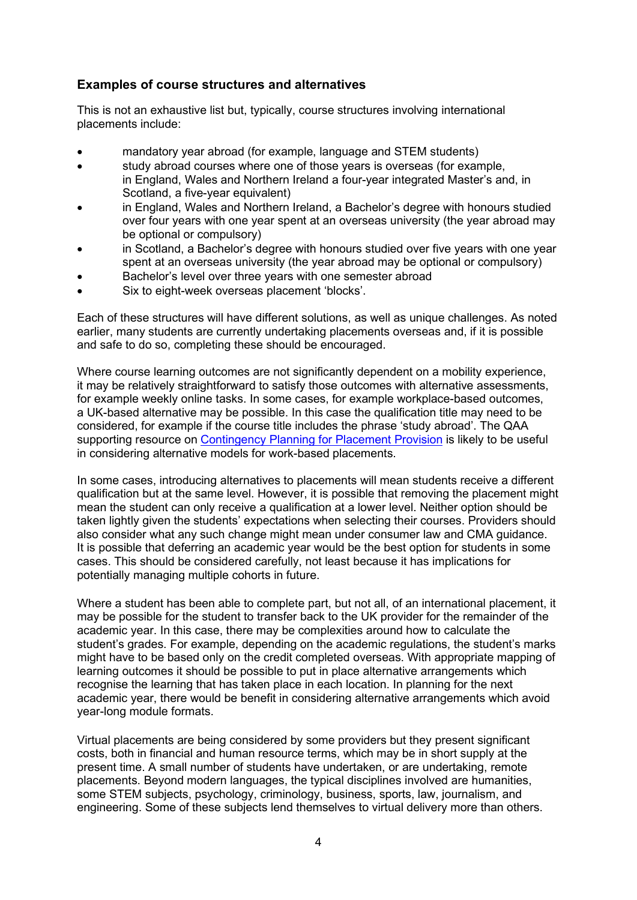### Examples of course structures and alternatives

This is not an exhaustive list but, typically, course structures involving international placements include:

- mandatory year abroad (for example, language and STEM students)
- study abroad courses where one of those years is overseas (for example, in England, Wales and Northern Ireland a four-year integrated Master's and, in Scotland, a five-year equivalent)
- in England, Wales and Northern Ireland, a Bachelor's degree with honours studied over four years with one year spent at an overseas university (the year abroad may be optional or compulsory)
- in Scotland, a Bachelor's degree with honours studied over five years with one year spent at an overseas university (the year abroad may be optional or compulsory)
- Bachelor's level over three years with one semester abroad
- Six to eight-week overseas placement 'blocks'.

Each of these structures will have different solutions, as well as unique challenges. As noted earlier, many students are currently undertaking placements overseas and, if it is possible and safe to do so, completing these should be encouraged.

Where course learning outcomes are not significantly dependent on a mobility experience, it may be relatively straightforward to satisfy those outcomes with alternative assessments, for example weekly online tasks. In some cases, for example workplace-based outcomes, a UK-based alternative may be possible. In this case the qualification title may need to be considered, for example if the course title includes the phrase 'study abroad'. The QAA supporting resource on Contingency Planning for Placement Provision is likely to be useful in considering alternative models for work-based placements.

In some cases, introducing alternatives to placements will mean students receive a different qualification but at the same level. However, it is possible that removing the placement might mean the student can only receive a qualification at a lower level. Neither option should be taken lightly given the students' expectations when selecting their courses. Providers should also consider what any such change might mean under consumer law and CMA guidance. It is possible that deferring an academic year would be the best option for students in some cases. This should be considered carefully, not least because it has implications for potentially managing multiple cohorts in future.

Where a student has been able to complete part, but not all, of an international placement, it may be possible for the student to transfer back to the UK provider for the remainder of the academic year. In this case, there may be complexities around how to calculate the student's grades. For example, depending on the academic regulations, the student's marks might have to be based only on the credit completed overseas. With appropriate mapping of learning outcomes it should be possible to put in place alternative arrangements which recognise the learning that has taken place in each location. In planning for the next academic year, there would be benefit in considering alternative arrangements which avoid year-long module formats.

Virtual placements are being considered by some providers but they present significant costs, both in financial and human resource terms, which may be in short supply at the present time. A small number of students have undertaken, or are undertaking, remote placements. Beyond modern languages, the typical disciplines involved are humanities, some STEM subjects, psychology, criminology, business, sports, law, journalism, and engineering. Some of these subjects lend themselves to virtual delivery more than others.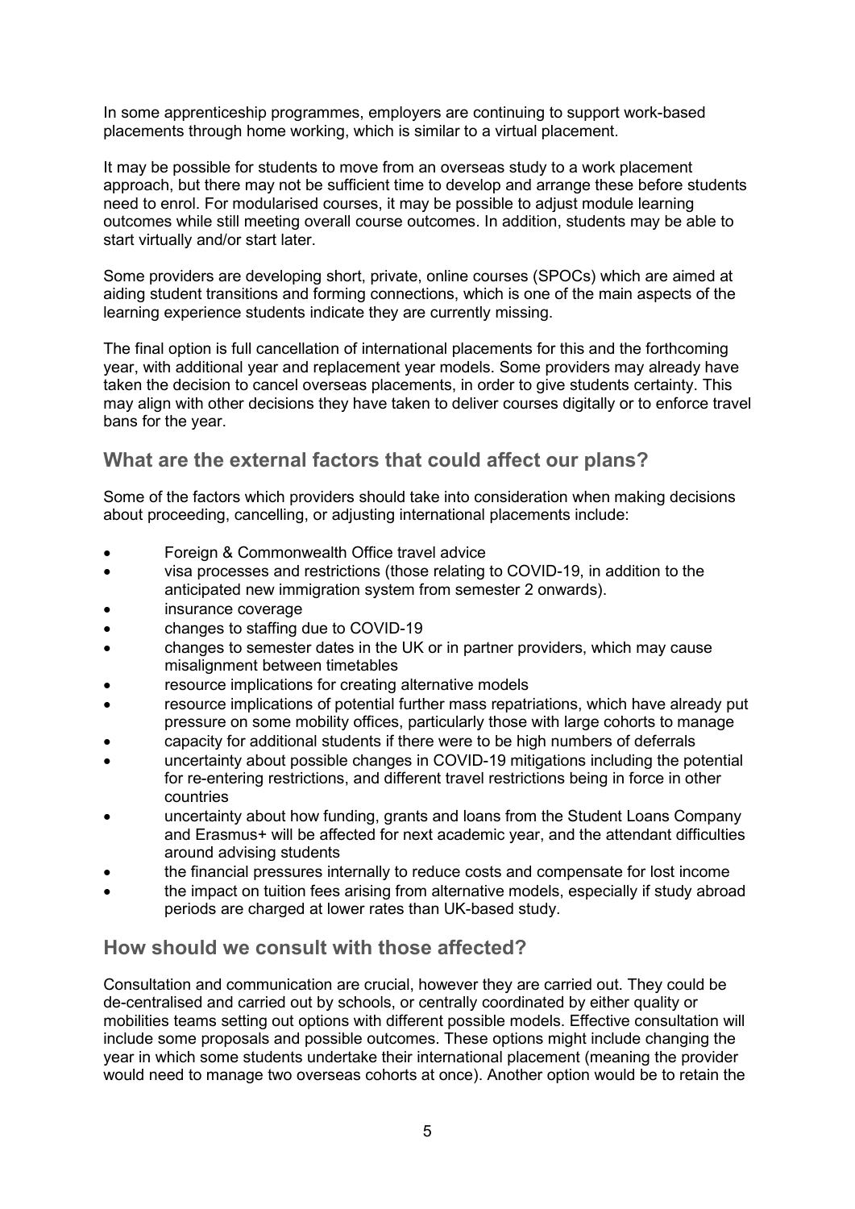In some apprenticeship programmes, employers are continuing to support work-based placements through home working, which is similar to a virtual placement.

It may be possible for students to move from an overseas study to a work placement approach, but there may not be sufficient time to develop and arrange these before students need to enrol. For modularised courses, it may be possible to adjust module learning outcomes while still meeting overall course outcomes. In addition, students may be able to start virtually and/or start later.

Some providers are developing short, private, online courses (SPOCs) which are aimed at aiding student transitions and forming connections, which is one of the main aspects of the learning experience students indicate they are currently missing.

The final option is full cancellation of international placements for this and the forthcoming year, with additional year and replacement year models. Some providers may already have taken the decision to cancel overseas placements, in order to give students certainty. This may align with other decisions they have taken to deliver courses digitally or to enforce travel bans for the year.

## What are the external factors that could affect our plans?

Some of the factors which providers should take into consideration when making decisions about proceeding, cancelling, or adjusting international placements include:

- Foreign & Commonwealth Office travel advice
- visa processes and restrictions (those relating to COVID-19, in addition to the anticipated new immigration system from semester 2 onwards).
- insurance coverage
- changes to staffing due to COVID-19
- changes to semester dates in the UK or in partner providers, which may cause misalignment between timetables
- resource implications for creating alternative models
- resource implications of potential further mass repatriations, which have already put pressure on some mobility offices, particularly those with large cohorts to manage
- capacity for additional students if there were to be high numbers of deferrals
- uncertainty about possible changes in COVID-19 mitigations including the potential for re-entering restrictions, and different travel restrictions being in force in other countries
- uncertainty about how funding, grants and loans from the Student Loans Company and Erasmus+ will be affected for next academic year, and the attendant difficulties around advising students
- the financial pressures internally to reduce costs and compensate for lost income
- the impact on tuition fees arising from alternative models, especially if study abroad periods are charged at lower rates than UK-based study.

## How should we consult with those affected?

Consultation and communication are crucial, however they are carried out. They could be de-centralised and carried out by schools, or centrally coordinated by either quality or mobilities teams setting out options with different possible models. Effective consultation will include some proposals and possible outcomes. These options might include changing the year in which some students undertake their international placement (meaning the provider would need to manage two overseas cohorts at once). Another option would be to retain the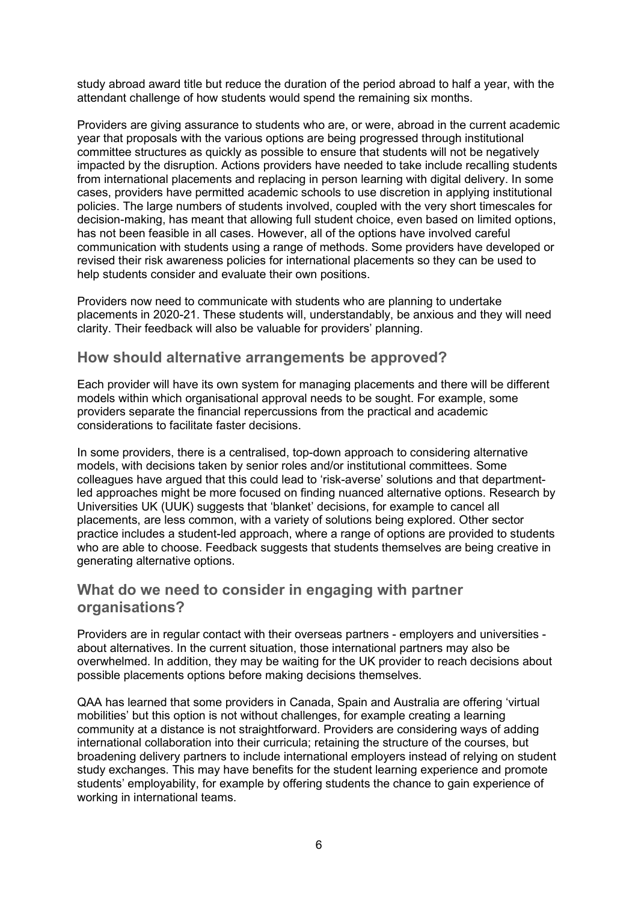study abroad award title but reduce the duration of the period abroad to half a year, with the attendant challenge of how students would spend the remaining six months.

Providers are giving assurance to students who are, or were, abroad in the current academic year that proposals with the various options are being progressed through institutional committee structures as quickly as possible to ensure that students will not be negatively impacted by the disruption. Actions providers have needed to take include recalling students from international placements and replacing in person learning with digital delivery. In some cases, providers have permitted academic schools to use discretion in applying institutional policies. The large numbers of students involved, coupled with the very short timescales for decision-making, has meant that allowing full student choice, even based on limited options, has not been feasible in all cases. However, all of the options have involved careful communication with students using a range of methods. Some providers have developed or revised their risk awareness policies for international placements so they can be used to help students consider and evaluate their own positions.

Providers now need to communicate with students who are planning to undertake placements in 2020-21. These students will, understandably, be anxious and they will need clarity. Their feedback will also be valuable for providers' planning.

## How should alternative arrangements be approved?

Each provider will have its own system for managing placements and there will be different models within which organisational approval needs to be sought. For example, some providers separate the financial repercussions from the practical and academic considerations to facilitate faster decisions.

In some providers, there is a centralised, top-down approach to considering alternative models, with decisions taken by senior roles and/or institutional committees. Some colleagues have argued that this could lead to 'risk-averse' solutions and that department-led approaches might be more focused on finding nuanced alternative options. Research by Universities UK (UUK) suggests that 'blanket' decisions, for example to cancel all placements, are less common, with a variety of solutions being explored. Other sector practice includes a student-led approach, where a range of options are provided to students who are able to choose. Feedback suggests that students themselves are being creative in generating alternative options.

## What do we need to consider in engaging with partner organisations?

Providers are in regular contact with their overseas partners - employers and universities - about alternatives. In the current situation, those international partners may also be overwhelmed. In addition, they may be waiting for the UK provider to reach decisions about possible placements options before making decisions themselves.

QAA has learned that some providers in Canada, Spain and Australia are offering 'virtual mobilities' but this option is not without challenges, for example creating a learning community at a distance is not straightforward. Providers are considering ways of adding international collaboration into their curricula; retaining the structure of the courses, but broadening delivery partners to include international employers instead of relying on student study exchanges. This may have benefits for the student learning experience and promote students' employability, for example by offering students the chance to gain experience of working in international teams.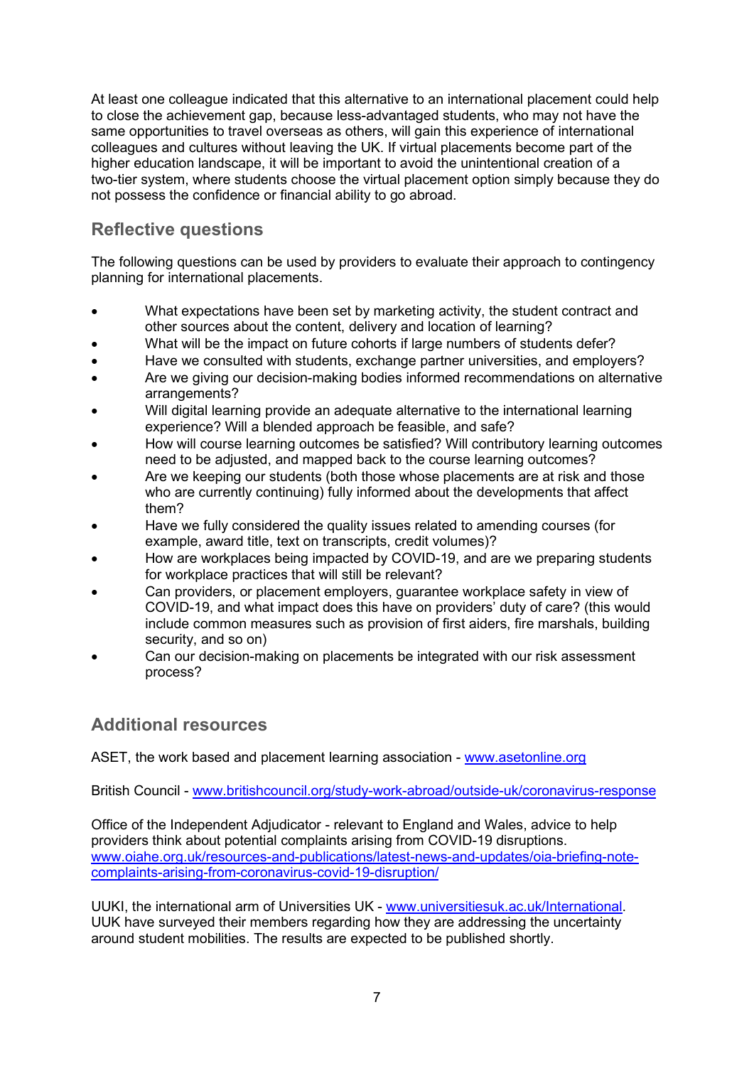At least one colleague indicated that this alternative to an international placement could help to close the achievement gap, because less-advantaged students, who may not have the same opportunities to travel overseas as others, will gain this experience of international colleagues and cultures without leaving the UK. If virtual placements become part of the higher education landscape, it will be important to avoid the unintentional creation of a two-tier system, where students choose the virtual placement option simply because they do not possess the confidence or financial ability to go abroad.

## Reflective questions

The following questions can be used by providers to evaluate their approach to contingency planning for international placements.

- What expectations have been set by marketing activity, the student contract and other sources about the content, delivery and location of learning?
- What will be the impact on future cohorts if large numbers of students defer?
- Have we consulted with students, exchange partner universities, and employers?
- Are we giving our decision-making bodies informed recommendations on alternative arrangements?
- Will digital learning provide an adequate alternative to the international learning experience? Will a blended approach be feasible, and safe?
- How will course learning outcomes be satisfied? Will contributory learning outcomes need to be adjusted, and mapped back to the course learning outcomes?
- Are we keeping our students (both those whose placements are at risk and those who are currently continuing) fully informed about the developments that affect them?
- Have we fully considered the quality issues related to amending courses (for example, award title, text on transcripts, credit volumes)?
- How are workplaces being impacted by COVID-19, and are we preparing students for workplace practices that will still be relevant?
- Can providers, or placement employers, guarantee workplace safety in view of COVID-19, and what impact does this have on providers' duty of care? (this would include common measures such as provision of first aiders, fire marshals, building security, and so on)
- Can our decision-making on placements be integrated with our risk assessment process?

## Additional resources

ASET, the work based and placement learning association - [www.asetonline.org](http://www.asetonline.org)

British Council - [www.britishcouncil.org/study-work-abroad/outside-uk/coronavirus-response](http://www.britishcouncil.org/study-work-abroad/outside-uk/coronavirus-response)

Office of the Independent Adjudicator - relevant to England and Wales, advice to help providers think about potential complaints arising from COVID-19 disruptions. [www.oiahe.org.uk/resources-and-publications/latest-news-and-updates/oia-briefing-note-complaints-arising-from-coronavirus-covid-19-disruption/](http://www.oiahe.org.uk/resources-and-publications/latest-news-and-updates/oia-briefing-note-complaints-arising-from-coronavirus-covid-19-disruption/)

UUKI, the international arm of Universities UK - [www.universitiesuk.ac.uk/International](http://www.universitiesuk.ac.uk/International). UUK have surveyed their members regarding how they are addressing the uncertainty around student mobilities. The results are expected to be published shortly.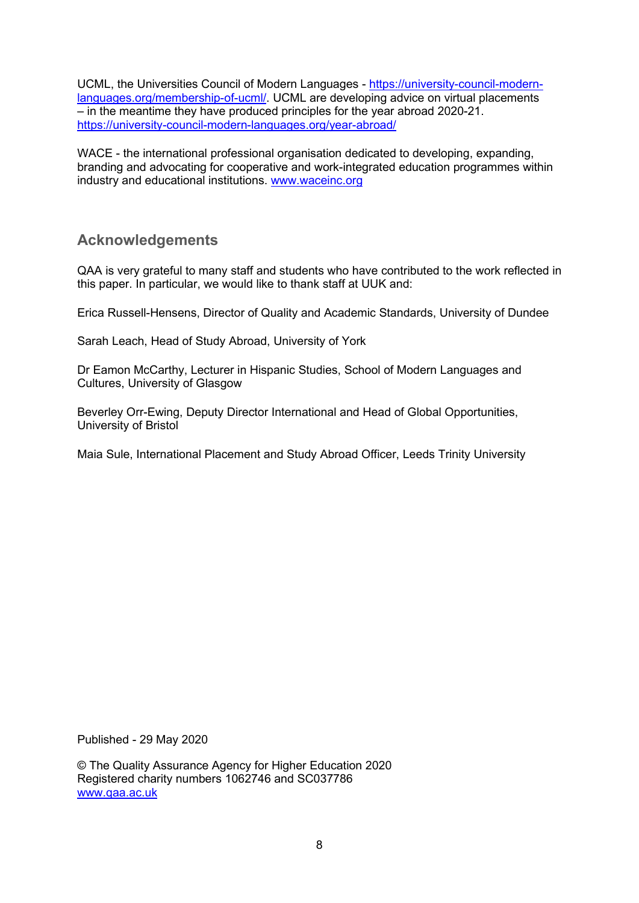UCML, the Universities Council of Modern Languages - [https://university-council-modern-languages.org/membership-of-ucml/](https://university-council-modern-languages.org/membership-of-ucml/). UCML are developing advice on virtual placements – in the meantime they have produced principles for the year abroad 2020-21. [https://university-council-modern-languages.org/year-abroad/](https://university-council-modern-languages.org/year-abroad/)

WACE - the international professional organisation dedicated to developing, expanding, branding and advocating for cooperative and work-integrated education programmes within industry and educational institutions. [www.waceinc.org](www.waceinc.org)

## Acknowledgements

QAA is very grateful to many staff and students who have contributed to the work reflected in this paper. In particular, we would like to thank staff at UUK and:

Erica Russell-Hensens, Director of Quality and Academic Standards, University of Dundee

Sarah Leach, Head of Study Abroad, University of York

Dr Eamon McCarthy, Lecturer in Hispanic Studies, School of Modern Languages and Cultures, University of Glasgow

Beverley Orr-Ewing, Deputy Director International and Head of Global Opportunities, University of Bristol

Maia Sule, International Placement and Study Abroad Officer, Leeds Trinity University

Published - 29 May 2020

© The Quality Assurance Agency for Higher Education 2020
Registered charity numbers 1062746 and SC037786
[www.qaa.ac.uk](www.qaa.ac.uk)